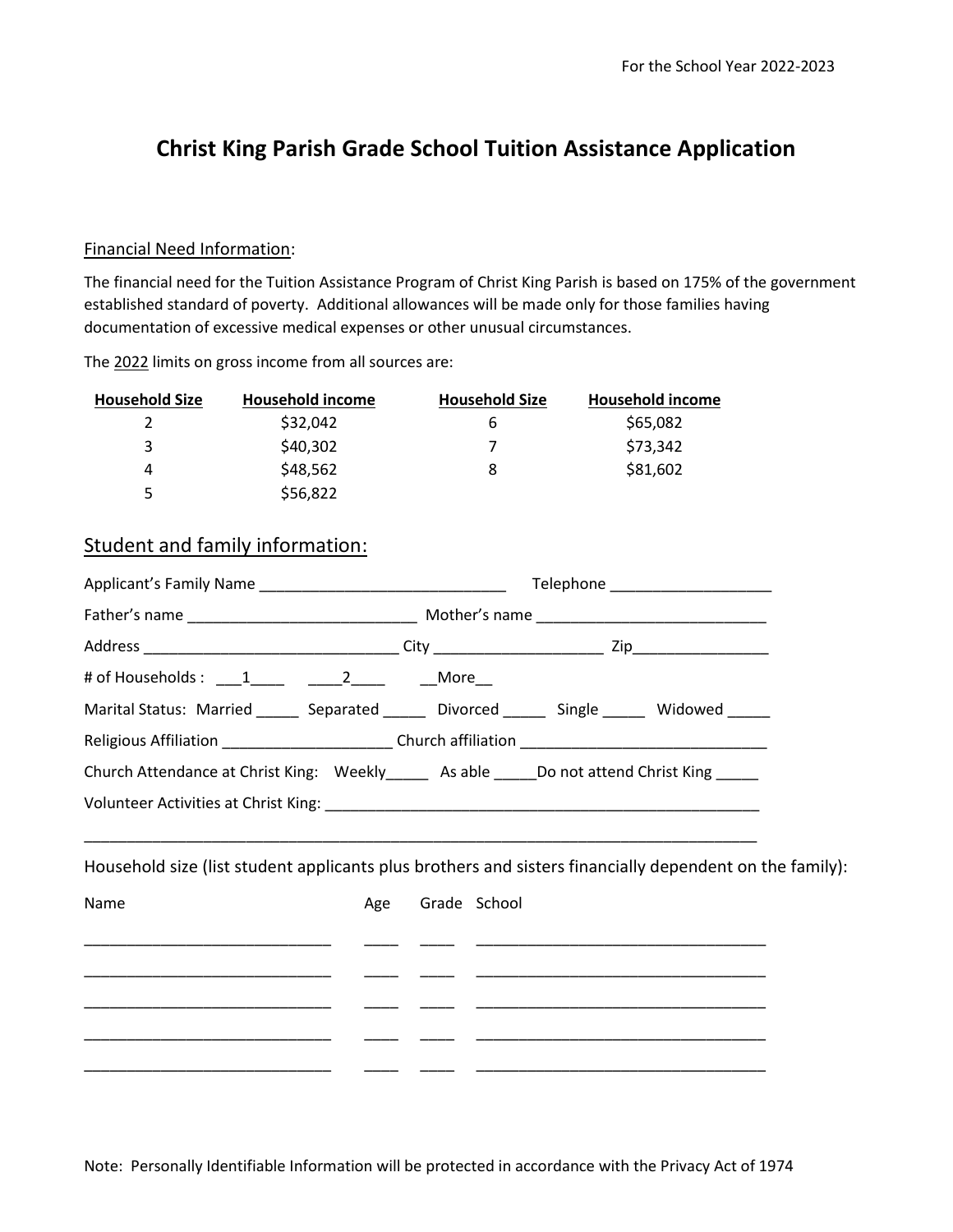For the School Year 2022-2023

# Christ King Parish Grade School Tuition Assistance Application

Financial Need Information:

The financial need for the Tuition Assistance Program of Christ King Parish is based on 175% of the government established standard of poverty. Additional allowances will be made only for those families having documentation of excessive medical expenses or other unusual circumstances.

The 2022 limits on gross income from all sources are:

| Household Size | Household income | Household Size | Household income |
|---|---|---|---|
| 2 | $32,042 | 6 | $65,082 |
| 3 | $40,302 | 7 | $73,342 |
| 4 | $48,562 | 8 | $81,602 |
| 5 | $56,822 | | |

## Student and family information:

Applicant's Family Name _____________________________ Telephone ___________________

Father's name ___________________________ Mother's name ___________________________

Address ______________________________ City ___________________ Zip________________

# of Households : ___1____ ____2____ __More__

Marital Status: Married _____ Separated _____ Divorced _____ Single _____ Widowed _____

Religious Affiliation ____________________ Church affiliation _____________________________

Church Attendance at Christ King: Weekly_____ As able _____Do not attend Christ King _____

Volunteer Activities at Christ King: ____________________________________________________

_______________________________________________________________________________

Household size (list student applicants plus brothers and sisters financially dependent on the family):

| Name | Age | Grade | School |
|---|---|---|---|
| _____________________________ | ____ | ____ | __________________________________ |
| _____________________________ | ____ | ____ | __________________________________ |
| _____________________________ | ____ | ____ | __________________________________ |
| _____________________________ | ____ | ____ | __________________________________ |
| _____________________________ | ____ | ____ | __________________________________ |

Note: Personally Identifiable Information will be protected in accordance with the Privacy Act of 1974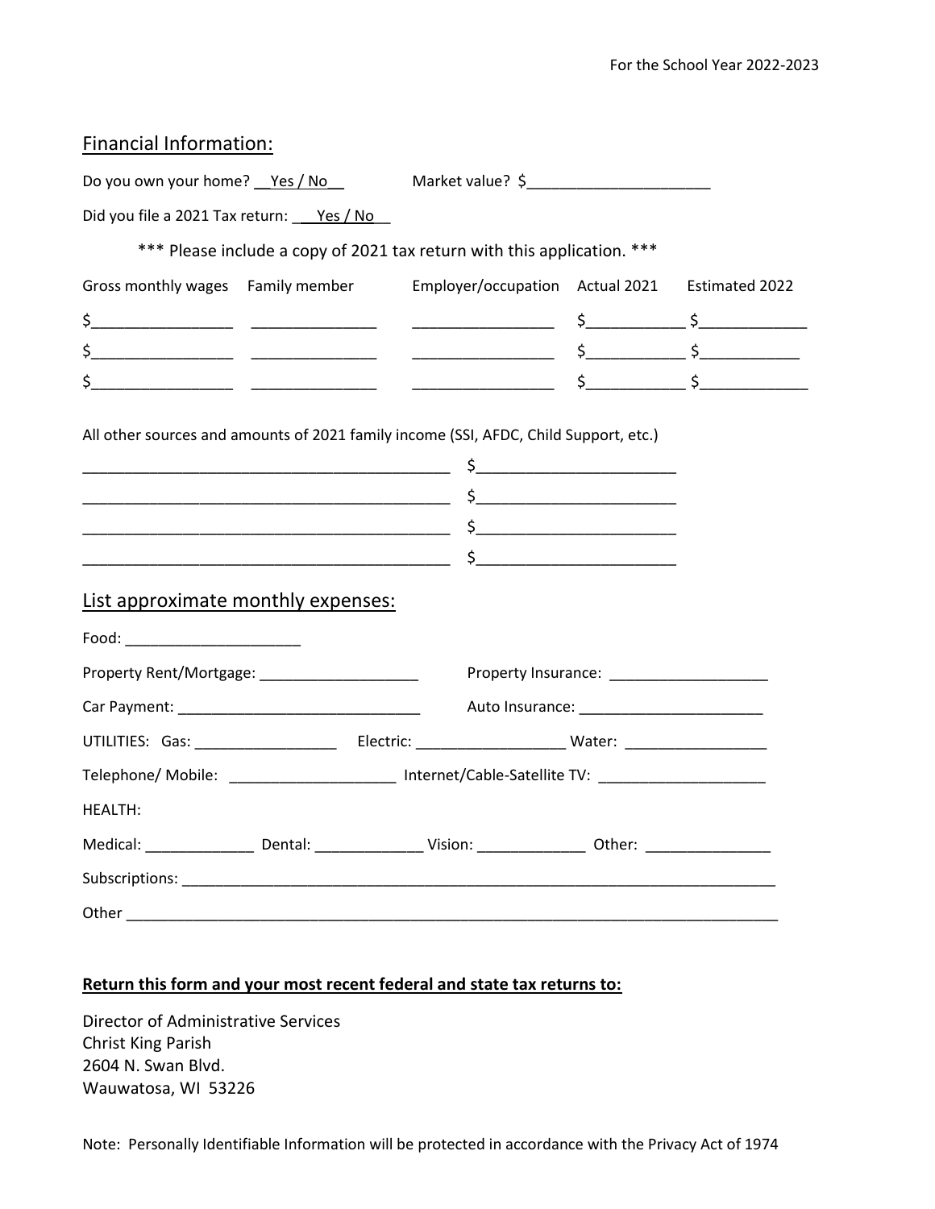For the School Year 2022-2023

## Financial Information:

Do you own your home? __Yes / No__     Market value? $______________________

Did you file a 2021 Tax return: ___Yes / No__

*** Please include a copy of 2021 tax return with this application. ***

| Gross monthly wages | Family member | Employer/occupation | Actual 2021 | Estimated 2022 |
|---|---|---|---|---|
| $________________ | _______________ | ________________ | $___________ | $____________ |
| $________________ | _______________ | ________________ | $___________ | $____________ |
| $________________ | _______________ | ________________ | $___________ | $____________ |

All other sources and amounts of 2021 family income (SSI, AFDC, Child Support, etc.)

| | |
|---|---|
| ____________________________________________ | $_______________________ |
| ____________________________________________ | $_______________________ |
| ____________________________________________ | $_______________________ |
| ____________________________________________ | $_______________________ |

## List approximate monthly expenses:

Food: _____________________

Property Rent/Mortgage: ___________________     Property Insurance: ___________________

Car Payment: _____________________________     Auto Insurance: ______________________

UTILITIES: Gas: _________________ Electric: __________________ Water: _________________

Telephone/ Mobile: ____________________ Internet/Cable-Satellite TV: ____________________

HEALTH:

Medical: _____________ Dental: _____________ Vision: _____________ Other: _______________

Subscriptions: ________________________________________________________________________

Other _______________________________________________________________________________

**Return this form and your most recent federal and state tax returns to:**

Director of Administrative Services
Christ King Parish
2604 N. Swan Blvd.
Wauwatosa, WI 53226

Note: Personally Identifiable Information will be protected in accordance with the Privacy Act of 1974